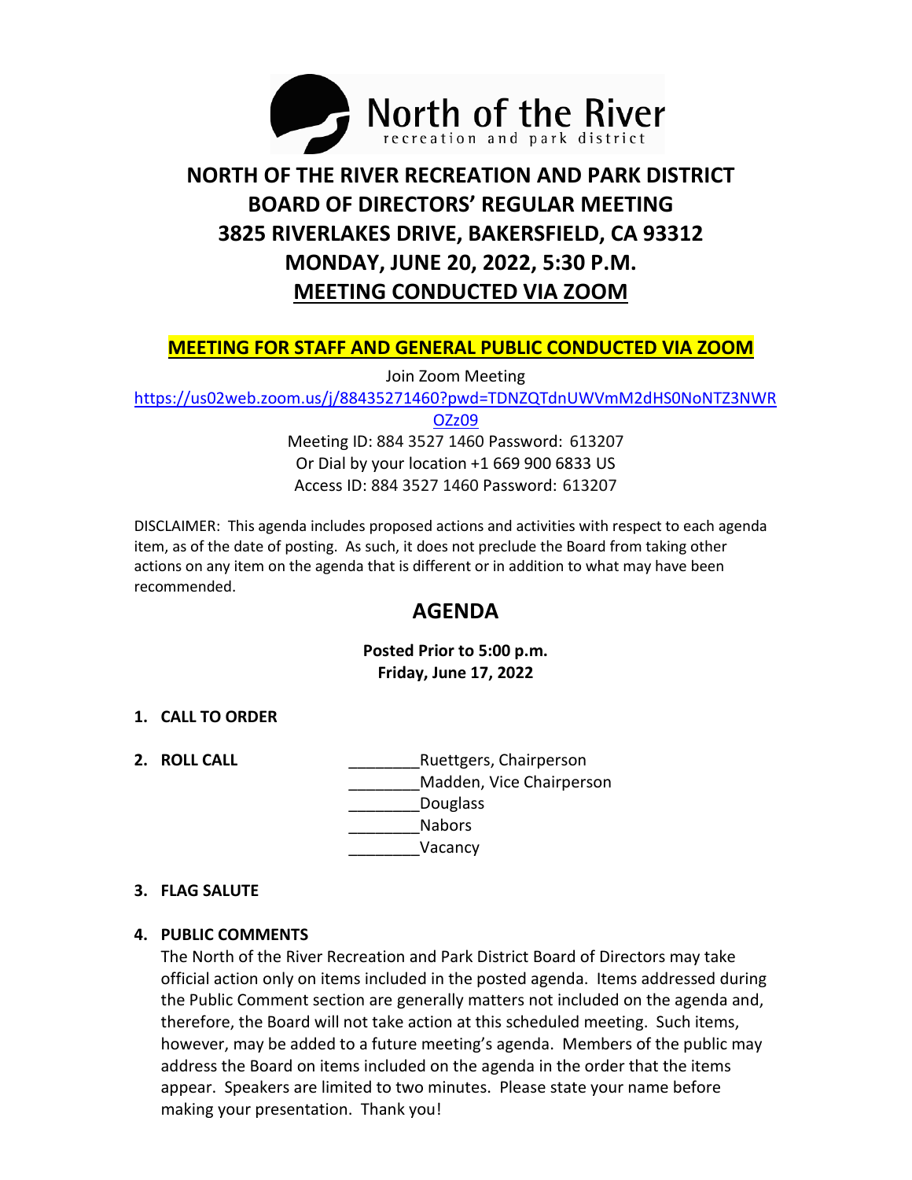North of the River
recreation and park district

# NORTH OF THE RIVER RECREATION AND PARK DISTRICT
# BOARD OF DIRECTORS' REGULAR MEETING
# 3825 RIVERLAKES DRIVE, BAKERSFIELD, CA 93312
# MONDAY, JUNE 20, 2022, 5:30 P.M.
# MEETING CONDUCTED VIA ZOOM

**MEETING FOR STAFF AND GENERAL PUBLIC CONDUCTED VIA ZOOM**

Join Zoom Meeting
https://us02web.zoom.us/j/88435271460?pwd=TDNZQTdnUWVmM2dHS0NoNTZ3NWROZz09
Meeting ID: 884 3527 1460 Password: 613207
Or Dial by your location +1 669 900 6833 US
Access ID: 884 3527 1460 Password: 613207

DISCLAIMER: This agenda includes proposed actions and activities with respect to each agenda item, as of the date of posting. As such, it does not preclude the Board from taking other actions on any item on the agenda that is different or in addition to what may have been recommended.

## AGENDA

**Posted Prior to 5:00 p.m.**
**Friday, June 17, 2022**

1. **CALL TO ORDER**

2. **ROLL CALL**
   ________Ruettgers, Chairperson
   ________Madden, Vice Chairperson
   ________Douglass
   ________Nabors
   ________Vacancy

3. **FLAG SALUTE**

4. **PUBLIC COMMENTS**
   The North of the River Recreation and Park District Board of Directors may take official action only on items included in the posted agenda. Items addressed during the Public Comment section are generally matters not included on the agenda and, therefore, the Board will not take action at this scheduled meeting. Such items, however, may be added to a future meeting's agenda. Members of the public may address the Board on items included on the agenda in the order that the items appear. Speakers are limited to two minutes. Please state your name before making your presentation. Thank you!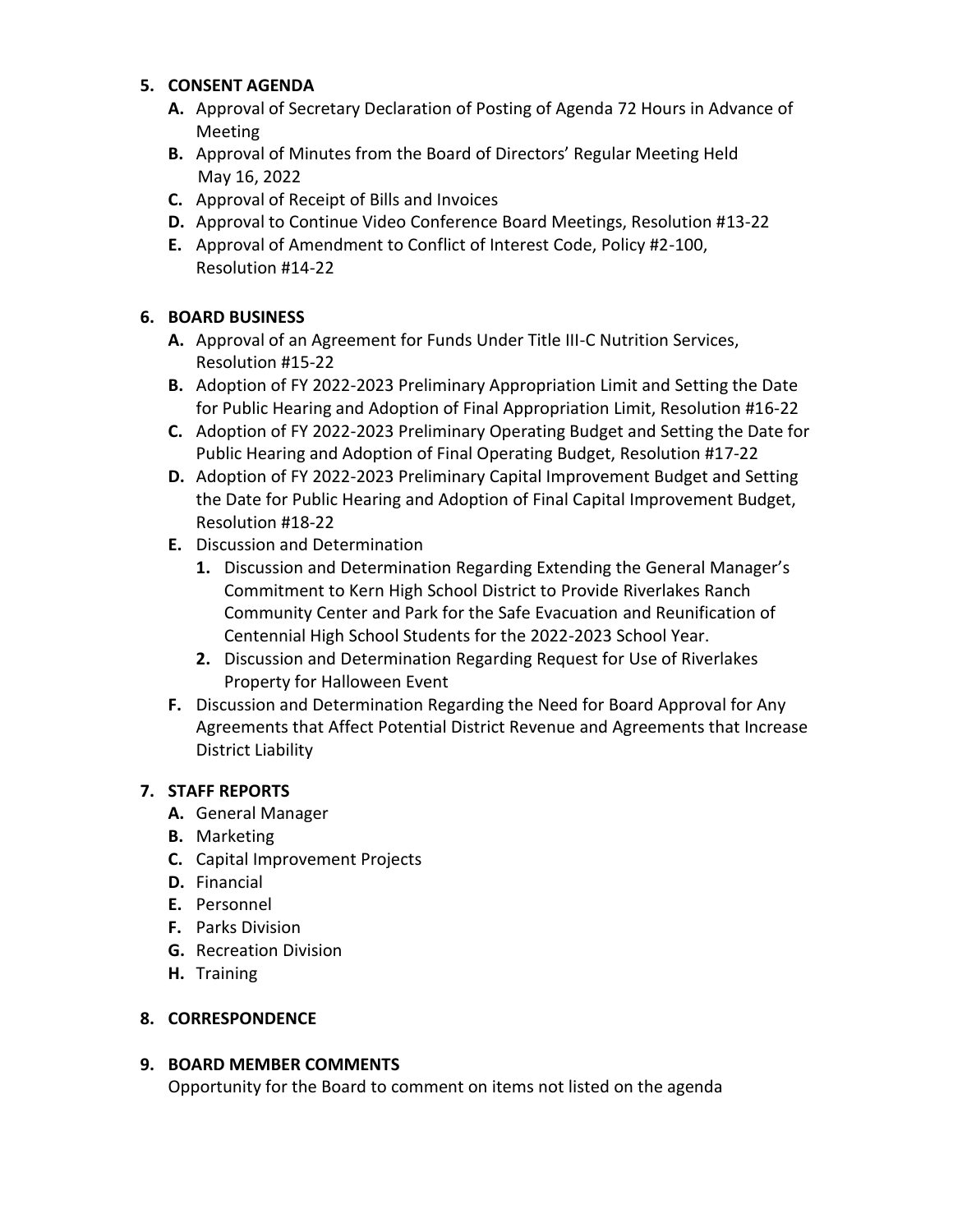**5. CONSENT AGENDA**

- **A.** Approval of Secretary Declaration of Posting of Agenda 72 Hours in Advance of Meeting
- **B.** Approval of Minutes from the Board of Directors' Regular Meeting Held May 16, 2022
- **C.** Approval of Receipt of Bills and Invoices
- **D.** Approval to Continue Video Conference Board Meetings, Resolution #13-22
- **E.** Approval of Amendment to Conflict of Interest Code, Policy #2-100, Resolution #14-22

**6. BOARD BUSINESS**

- **A.** Approval of an Agreement for Funds Under Title III-C Nutrition Services, Resolution #15-22
- **B.** Adoption of FY 2022-2023 Preliminary Appropriation Limit and Setting the Date for Public Hearing and Adoption of Final Appropriation Limit, Resolution #16-22
- **C.** Adoption of FY 2022-2023 Preliminary Operating Budget and Setting the Date for Public Hearing and Adoption of Final Operating Budget, Resolution #17-22
- **D.** Adoption of FY 2022-2023 Preliminary Capital Improvement Budget and Setting the Date for Public Hearing and Adoption of Final Capital Improvement Budget, Resolution #18-22
- **E.** Discussion and Determination
  - **1.** Discussion and Determination Regarding Extending the General Manager's Commitment to Kern High School District to Provide Riverlakes Ranch Community Center and Park for the Safe Evacuation and Reunification of Centennial High School Students for the 2022-2023 School Year.
  - **2.** Discussion and Determination Regarding Request for Use of Riverlakes Property for Halloween Event
- **F.** Discussion and Determination Regarding the Need for Board Approval for Any Agreements that Affect Potential District Revenue and Agreements that Increase District Liability

**7. STAFF REPORTS**

- **A.** General Manager
- **B.** Marketing
- **C.** Capital Improvement Projects
- **D.** Financial
- **E.** Personnel
- **F.** Parks Division
- **G.** Recreation Division
- **H.** Training

**8. CORRESPONDENCE**

**9. BOARD MEMBER COMMENTS**

Opportunity for the Board to comment on items not listed on the agenda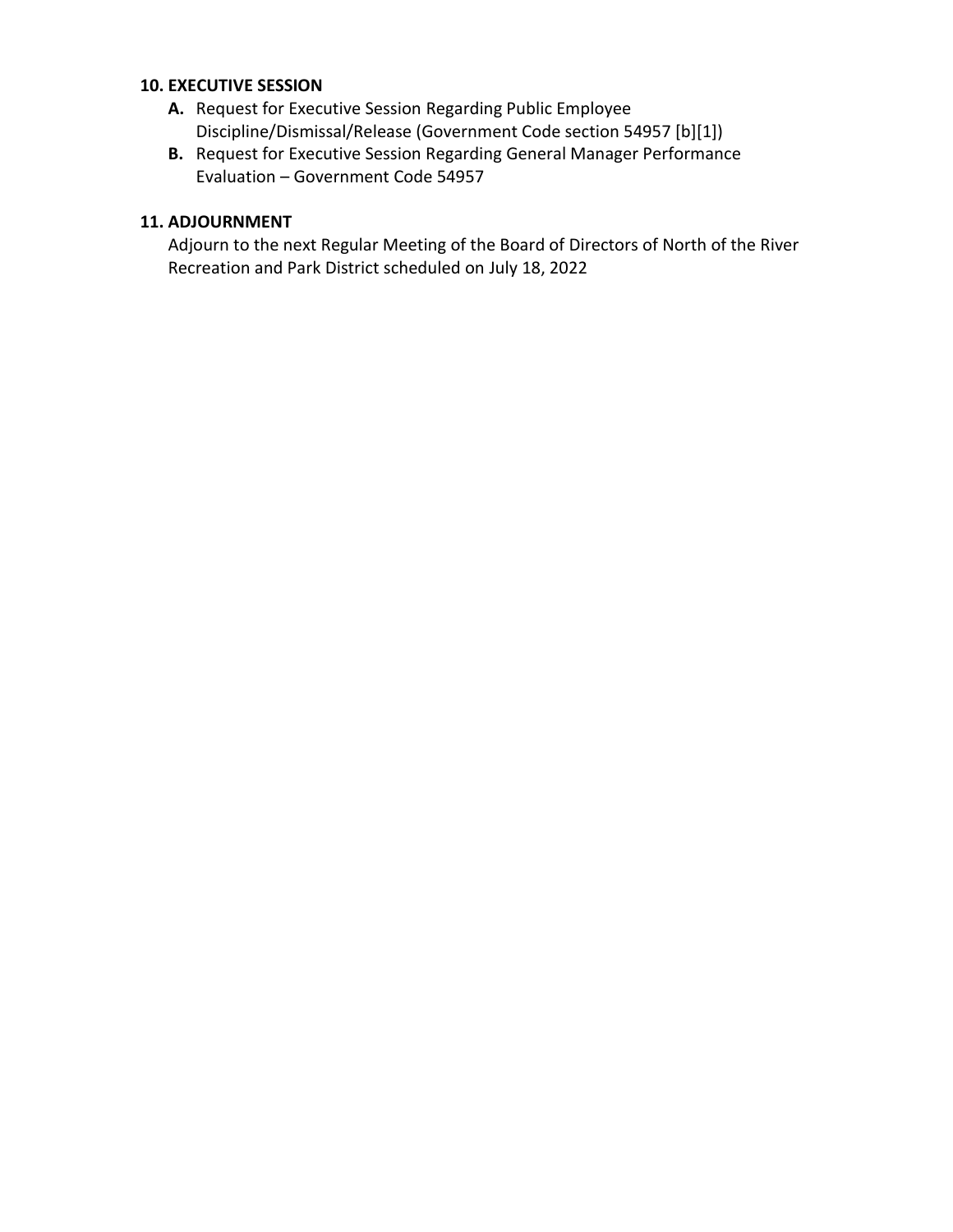**10. EXECUTIVE SESSION**

- **A.** Request for Executive Session Regarding Public Employee Discipline/Dismissal/Release (Government Code section 54957 [b][1])
- **B.** Request for Executive Session Regarding General Manager Performance Evaluation – Government Code 54957

**11. ADJOURNMENT**

Adjourn to the next Regular Meeting of the Board of Directors of North of the River Recreation and Park District scheduled on July 18, 2022